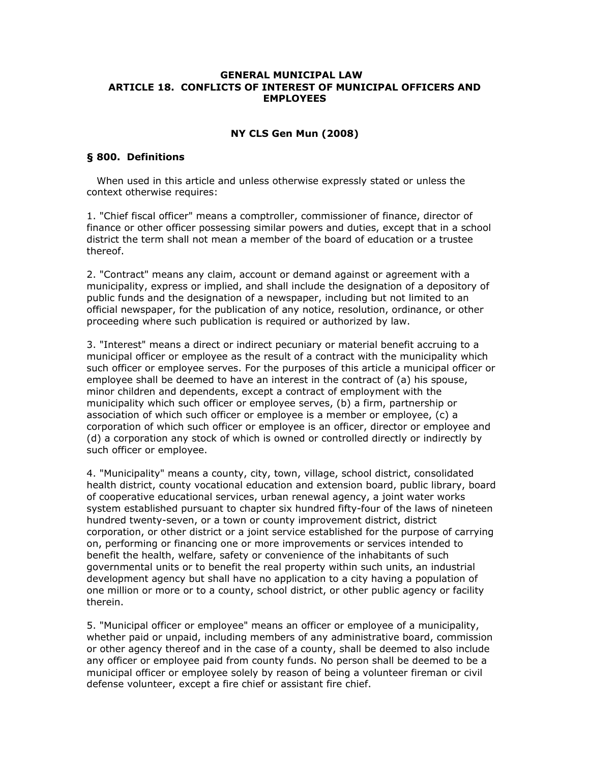# GENERAL MUNICIPAL LAW
# ARTICLE 18. CONFLICTS OF INTEREST OF MUNICIPAL OFFICERS AND EMPLOYEES

## NY CLS Gen Mun (2008)

### § 800. Definitions

When used in this article and unless otherwise expressly stated or unless the context otherwise requires:

1. "Chief fiscal officer" means a comptroller, commissioner of finance, director of finance or other officer possessing similar powers and duties, except that in a school district the term shall not mean a member of the board of education or a trustee thereof.

2. "Contract" means any claim, account or demand against or agreement with a municipality, express or implied, and shall include the designation of a depository of public funds and the designation of a newspaper, including but not limited to an official newspaper, for the publication of any notice, resolution, ordinance, or other proceeding where such publication is required or authorized by law.

3. "Interest" means a direct or indirect pecuniary or material benefit accruing to a municipal officer or employee as the result of a contract with the municipality which such officer or employee serves. For the purposes of this article a municipal officer or employee shall be deemed to have an interest in the contract of (a) his spouse, minor children and dependents, except a contract of employment with the municipality which such officer or employee serves, (b) a firm, partnership or association of which such officer or employee is a member or employee, (c) a corporation of which such officer or employee is an officer, director or employee and (d) a corporation any stock of which is owned or controlled directly or indirectly by such officer or employee.

4. "Municipality" means a county, city, town, village, school district, consolidated health district, county vocational education and extension board, public library, board of cooperative educational services, urban renewal agency, a joint water works system established pursuant to chapter six hundred fifty-four of the laws of nineteen hundred twenty-seven, or a town or county improvement district, district corporation, or other district or a joint service established for the purpose of carrying on, performing or financing one or more improvements or services intended to benefit the health, welfare, safety or convenience of the inhabitants of such governmental units or to benefit the real property within such units, an industrial development agency but shall have no application to a city having a population of one million or more or to a county, school district, or other public agency or facility therein.

5. "Municipal officer or employee" means an officer or employee of a municipality, whether paid or unpaid, including members of any administrative board, commission or other agency thereof and in the case of a county, shall be deemed to also include any officer or employee paid from county funds. No person shall be deemed to be a municipal officer or employee solely by reason of being a volunteer fireman or civil defense volunteer, except a fire chief or assistant fire chief.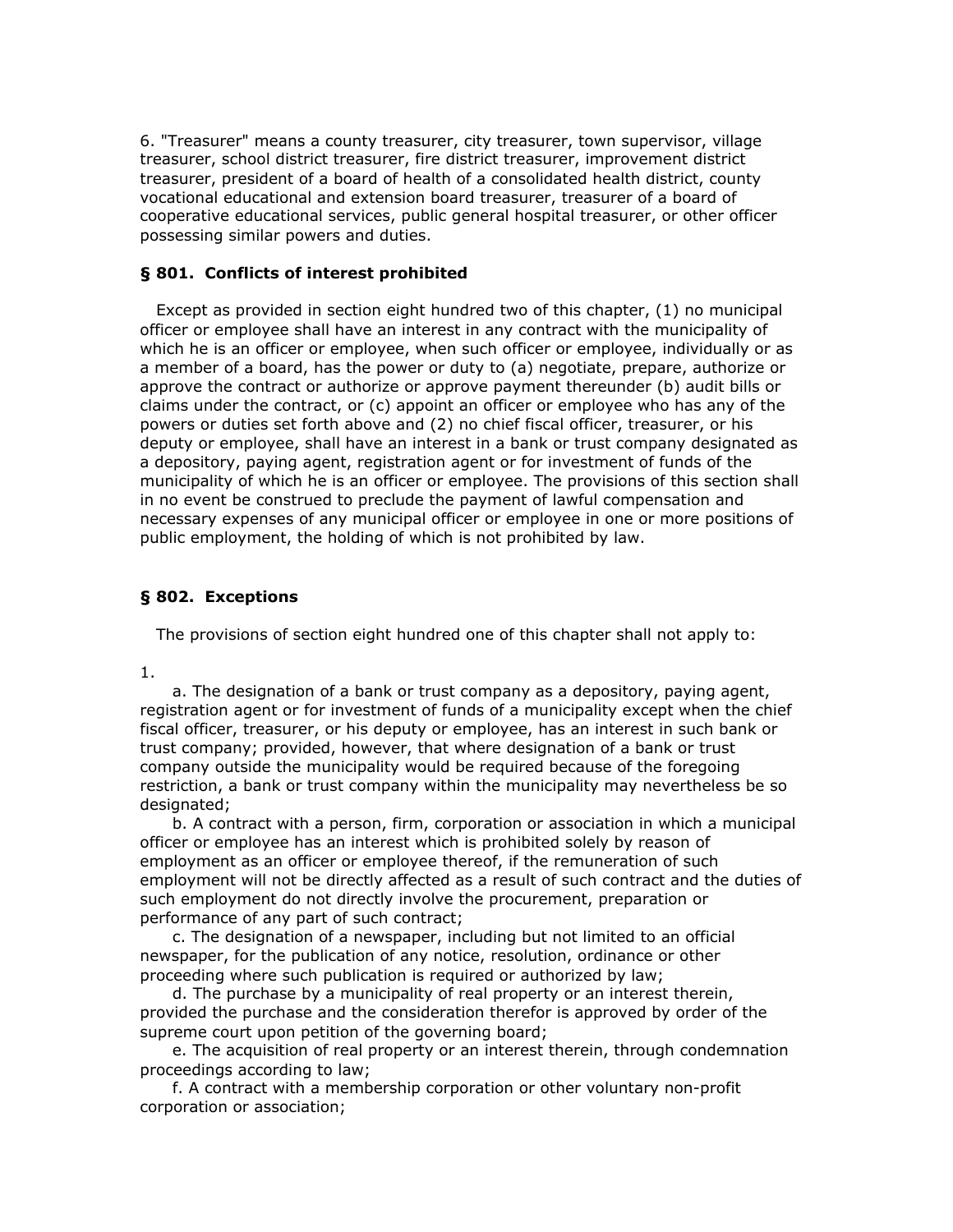6. "Treasurer" means a county treasurer, city treasurer, town supervisor, village treasurer, school district treasurer, fire district treasurer, improvement district treasurer, president of a board of health of a consolidated health district, county vocational educational and extension board treasurer, treasurer of a board of cooperative educational services, public general hospital treasurer, or other officer possessing similar powers and duties.

### § 801. Conflicts of interest prohibited

Except as provided in section eight hundred two of this chapter, (1) no municipal officer or employee shall have an interest in any contract with the municipality of which he is an officer or employee, when such officer or employee, individually or as a member of a board, has the power or duty to (a) negotiate, prepare, authorize or approve the contract or authorize or approve payment thereunder (b) audit bills or claims under the contract, or (c) appoint an officer or employee who has any of the powers or duties set forth above and (2) no chief fiscal officer, treasurer, or his deputy or employee, shall have an interest in a bank or trust company designated as a depository, paying agent, registration agent or for investment of funds of the municipality of which he is an officer or employee. The provisions of this section shall in no event be construed to preclude the payment of lawful compensation and necessary expenses of any municipal officer or employee in one or more positions of public employment, the holding of which is not prohibited by law.

### § 802. Exceptions

The provisions of section eight hundred one of this chapter shall not apply to:

1.

a. The designation of a bank or trust company as a depository, paying agent, registration agent or for investment of funds of a municipality except when the chief fiscal officer, treasurer, or his deputy or employee, has an interest in such bank or trust company; provided, however, that where designation of a bank or trust company outside the municipality would be required because of the foregoing restriction, a bank or trust company within the municipality may nevertheless be so designated;

b. A contract with a person, firm, corporation or association in which a municipal officer or employee has an interest which is prohibited solely by reason of employment as an officer or employee thereof, if the remuneration of such employment will not be directly affected as a result of such contract and the duties of such employment do not directly involve the procurement, preparation or performance of any part of such contract;

c. The designation of a newspaper, including but not limited to an official newspaper, for the publication of any notice, resolution, ordinance or other proceeding where such publication is required or authorized by law;

d. The purchase by a municipality of real property or an interest therein, provided the purchase and the consideration therefor is approved by order of the supreme court upon petition of the governing board;

e. The acquisition of real property or an interest therein, through condemnation proceedings according to law;

f. A contract with a membership corporation or other voluntary non-profit corporation or association;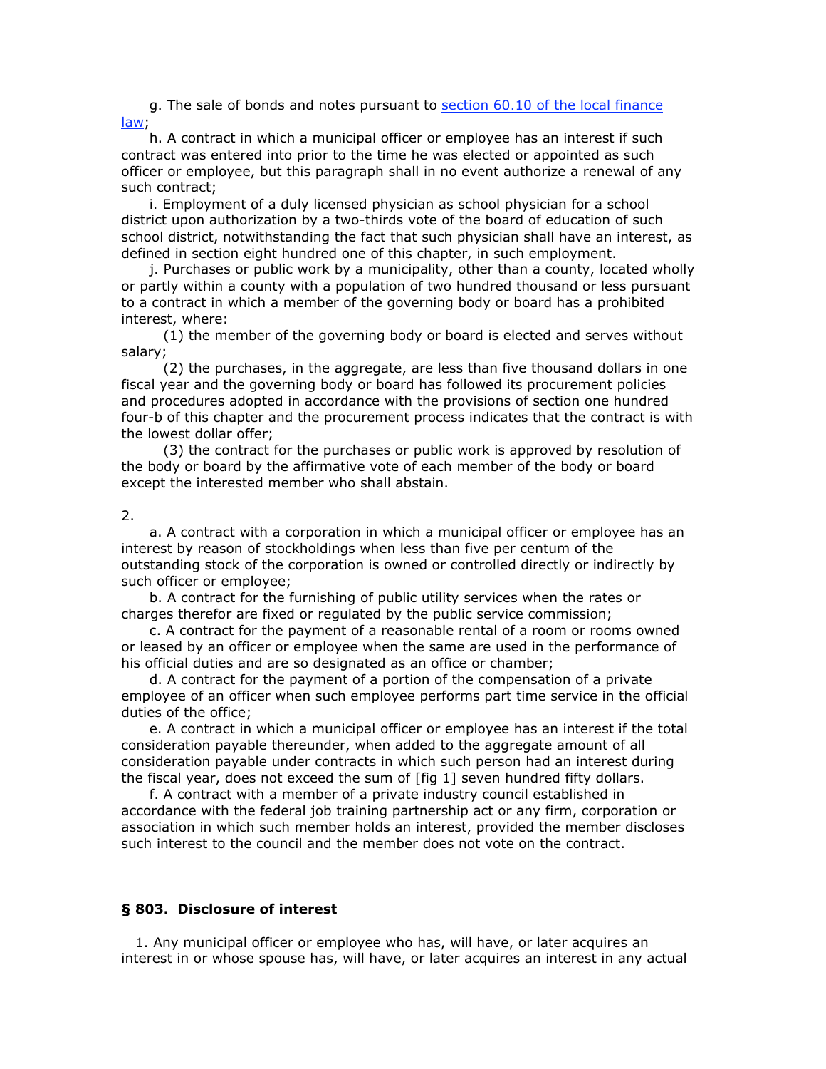g. The sale of bonds and notes pursuant to [section 60.10 of the local finance law](#);

h. A contract in which a municipal officer or employee has an interest if such contract was entered into prior to the time he was elected or appointed as such officer or employee, but this paragraph shall in no event authorize a renewal of any such contract;

i. Employment of a duly licensed physician as school physician for a school district upon authorization by a two-thirds vote of the board of education of such school district, notwithstanding the fact that such physician shall have an interest, as defined in section eight hundred one of this chapter, in such employment.

j. Purchases or public work by a municipality, other than a county, located wholly or partly within a county with a population of two hundred thousand or less pursuant to a contract in which a member of the governing body or board has a prohibited interest, where:

(1) the member of the governing body or board is elected and serves without salary;

(2) the purchases, in the aggregate, are less than five thousand dollars in one fiscal year and the governing body or board has followed its procurement policies and procedures adopted in accordance with the provisions of section one hundred four-b of this chapter and the procurement process indicates that the contract is with the lowest dollar offer;

(3) the contract for the purchases or public work is approved by resolution of the body or board by the affirmative vote of each member of the body or board except the interested member who shall abstain.

2.

a. A contract with a corporation in which a municipal officer or employee has an interest by reason of stockholdings when less than five per centum of the outstanding stock of the corporation is owned or controlled directly or indirectly by such officer or employee;

b. A contract for the furnishing of public utility services when the rates or charges therefor are fixed or regulated by the public service commission;

c. A contract for the payment of a reasonable rental of a room or rooms owned or leased by an officer or employee when the same are used in the performance of his official duties and are so designated as an office or chamber;

d. A contract for the payment of a portion of the compensation of a private employee of an officer when such employee performs part time service in the official duties of the office;

e. A contract in which a municipal officer or employee has an interest if the total consideration payable thereunder, when added to the aggregate amount of all consideration payable under contracts in which such person had an interest during the fiscal year, does not exceed the sum of [fig 1] seven hundred fifty dollars.

f. A contract with a member of a private industry council established in accordance with the federal job training partnership act or any firm, corporation or association in which such member holds an interest, provided the member discloses such interest to the council and the member does not vote on the contract.

### § 803. Disclosure of interest

1. Any municipal officer or employee who has, will have, or later acquires an interest in or whose spouse has, will have, or later acquires an interest in any actual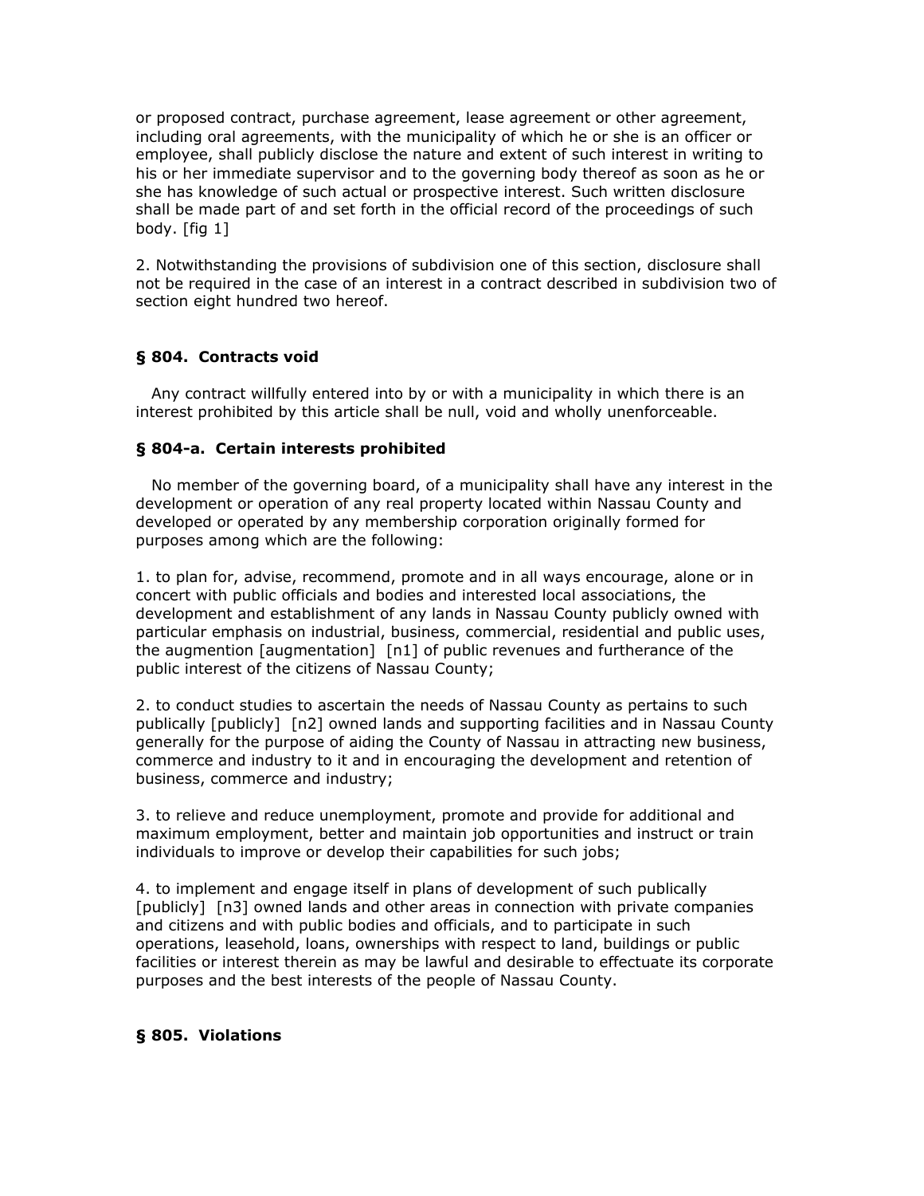or proposed contract, purchase agreement, lease agreement or other agreement, including oral agreements, with the municipality of which he or she is an officer or employee, shall publicly disclose the nature and extent of such interest in writing to his or her immediate supervisor and to the governing body thereof as soon as he or she has knowledge of such actual or prospective interest. Such written disclosure shall be made part of and set forth in the official record of the proceedings of such body. [fig 1]

2. Notwithstanding the provisions of subdivision one of this section, disclosure shall not be required in the case of an interest in a contract described in subdivision two of section eight hundred two hereof.

### § 804. Contracts void

Any contract willfully entered into by or with a municipality in which there is an interest prohibited by this article shall be null, void and wholly unenforceable.

### § 804-a. Certain interests prohibited

No member of the governing board, of a municipality shall have any interest in the development or operation of any real property located within Nassau County and developed or operated by any membership corporation originally formed for purposes among which are the following:

1. to plan for, advise, recommend, promote and in all ways encourage, alone or in concert with public officials and bodies and interested local associations, the development and establishment of any lands in Nassau County publicly owned with particular emphasis on industrial, business, commercial, residential and public uses, the augmention [augmentation] [n1] of public revenues and furtherance of the public interest of the citizens of Nassau County;

2. to conduct studies to ascertain the needs of Nassau County as pertains to such publically [publicly] [n2] owned lands and supporting facilities and in Nassau County generally for the purpose of aiding the County of Nassau in attracting new business, commerce and industry to it and in encouraging the development and retention of business, commerce and industry;

3. to relieve and reduce unemployment, promote and provide for additional and maximum employment, better and maintain job opportunities and instruct or train individuals to improve or develop their capabilities for such jobs;

4. to implement and engage itself in plans of development of such publically [publicly] [n3] owned lands and other areas in connection with private companies and citizens and with public bodies and officials, and to participate in such operations, leasehold, loans, ownerships with respect to land, buildings or public facilities or interest therein as may be lawful and desirable to effectuate its corporate purposes and the best interests of the people of Nassau County.

### § 805. Violations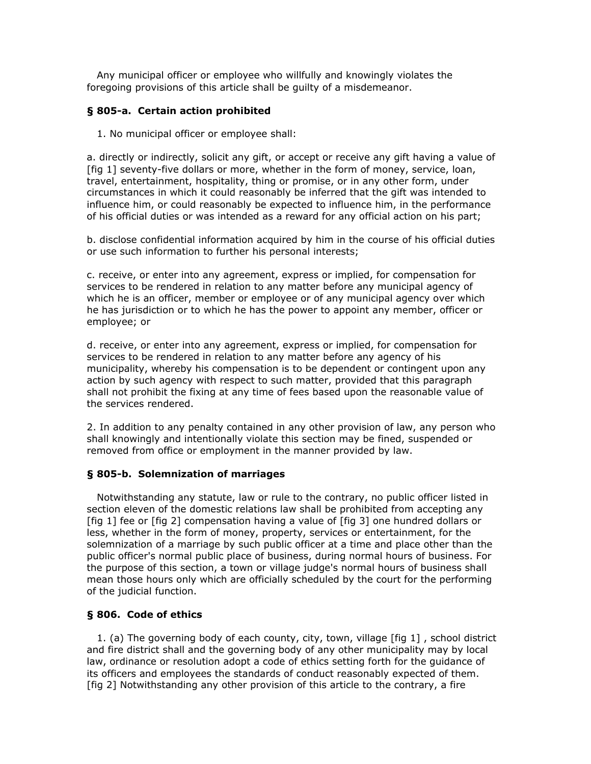Any municipal officer or employee who willfully and knowingly violates the foregoing provisions of this article shall be guilty of a misdemeanor.

### § 805-a. Certain action prohibited

1. No municipal officer or employee shall:

a. directly or indirectly, solicit any gift, or accept or receive any gift having a value of [fig 1] seventy-five dollars or more, whether in the form of money, service, loan, travel, entertainment, hospitality, thing or promise, or in any other form, under circumstances in which it could reasonably be inferred that the gift was intended to influence him, or could reasonably be expected to influence him, in the performance of his official duties or was intended as a reward for any official action on his part;

b. disclose confidential information acquired by him in the course of his official duties or use such information to further his personal interests;

c. receive, or enter into any agreement, express or implied, for compensation for services to be rendered in relation to any matter before any municipal agency of which he is an officer, member or employee or of any municipal agency over which he has jurisdiction or to which he has the power to appoint any member, officer or employee; or

d. receive, or enter into any agreement, express or implied, for compensation for services to be rendered in relation to any matter before any agency of his municipality, whereby his compensation is to be dependent or contingent upon any action by such agency with respect to such matter, provided that this paragraph shall not prohibit the fixing at any time of fees based upon the reasonable value of the services rendered.

2. In addition to any penalty contained in any other provision of law, any person who shall knowingly and intentionally violate this section may be fined, suspended or removed from office or employment in the manner provided by law.

### § 805-b. Solemnization of marriages

Notwithstanding any statute, law or rule to the contrary, no public officer listed in section eleven of the domestic relations law shall be prohibited from accepting any [fig 1] fee or [fig 2] compensation having a value of [fig 3] one hundred dollars or less, whether in the form of money, property, services or entertainment, for the solemnization of a marriage by such public officer at a time and place other than the public officer's normal public place of business, during normal hours of business. For the purpose of this section, a town or village judge's normal hours of business shall mean those hours only which are officially scheduled by the court for the performing of the judicial function.

### § 806. Code of ethics

1. (a) The governing body of each county, city, town, village [fig 1] , school district and fire district shall and the governing body of any other municipality may by local law, ordinance or resolution adopt a code of ethics setting forth for the guidance of its officers and employees the standards of conduct reasonably expected of them. [fig 2] Notwithstanding any other provision of this article to the contrary, a fire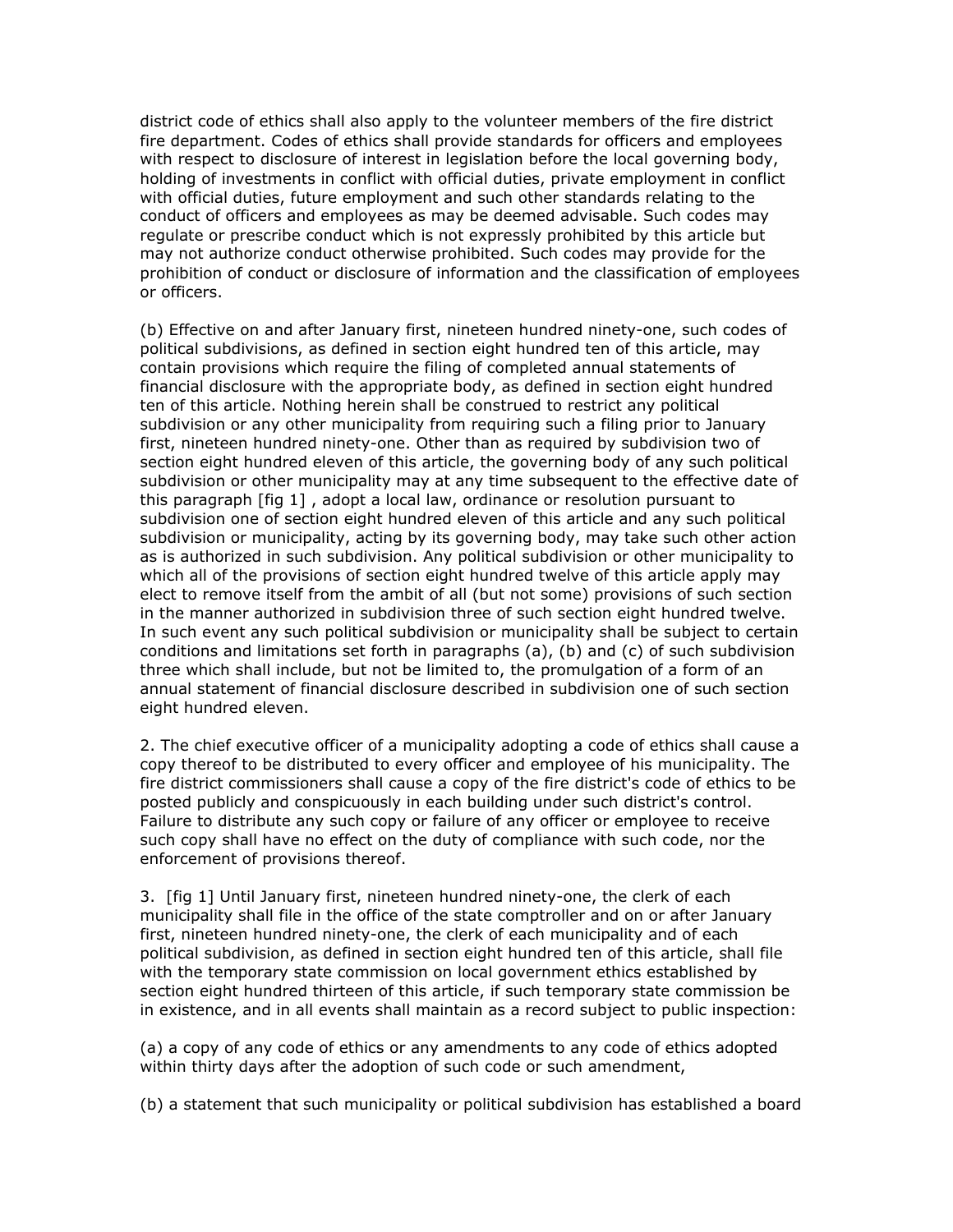district code of ethics shall also apply to the volunteer members of the fire district fire department. Codes of ethics shall provide standards for officers and employees with respect to disclosure of interest in legislation before the local governing body, holding of investments in conflict with official duties, private employment in conflict with official duties, future employment and such other standards relating to the conduct of officers and employees as may be deemed advisable. Such codes may regulate or prescribe conduct which is not expressly prohibited by this article but may not authorize conduct otherwise prohibited. Such codes may provide for the prohibition of conduct or disclosure of information and the classification of employees or officers.

(b) Effective on and after January first, nineteen hundred ninety-one, such codes of political subdivisions, as defined in section eight hundred ten of this article, may contain provisions which require the filing of completed annual statements of financial disclosure with the appropriate body, as defined in section eight hundred ten of this article. Nothing herein shall be construed to restrict any political subdivision or any other municipality from requiring such a filing prior to January first, nineteen hundred ninety-one. Other than as required by subdivision two of section eight hundred eleven of this article, the governing body of any such political subdivision or other municipality may at any time subsequent to the effective date of this paragraph [fig 1] , adopt a local law, ordinance or resolution pursuant to subdivision one of section eight hundred eleven of this article and any such political subdivision or municipality, acting by its governing body, may take such other action as is authorized in such subdivision. Any political subdivision or other municipality to which all of the provisions of section eight hundred twelve of this article apply may elect to remove itself from the ambit of all (but not some) provisions of such section in the manner authorized in subdivision three of such section eight hundred twelve. In such event any such political subdivision or municipality shall be subject to certain conditions and limitations set forth in paragraphs (a), (b) and (c) of such subdivision three which shall include, but not be limited to, the promulgation of a form of an annual statement of financial disclosure described in subdivision one of such section eight hundred eleven.

2. The chief executive officer of a municipality adopting a code of ethics shall cause a copy thereof to be distributed to every officer and employee of his municipality. The fire district commissioners shall cause a copy of the fire district's code of ethics to be posted publicly and conspicuously in each building under such district's control. Failure to distribute any such copy or failure of any officer or employee to receive such copy shall have no effect on the duty of compliance with such code, nor the enforcement of provisions thereof.

3. [fig 1] Until January first, nineteen hundred ninety-one, the clerk of each municipality shall file in the office of the state comptroller and on or after January first, nineteen hundred ninety-one, the clerk of each municipality and of each political subdivision, as defined in section eight hundred ten of this article, shall file with the temporary state commission on local government ethics established by section eight hundred thirteen of this article, if such temporary state commission be in existence, and in all events shall maintain as a record subject to public inspection:

(a) a copy of any code of ethics or any amendments to any code of ethics adopted within thirty days after the adoption of such code or such amendment,

(b) a statement that such municipality or political subdivision has established a board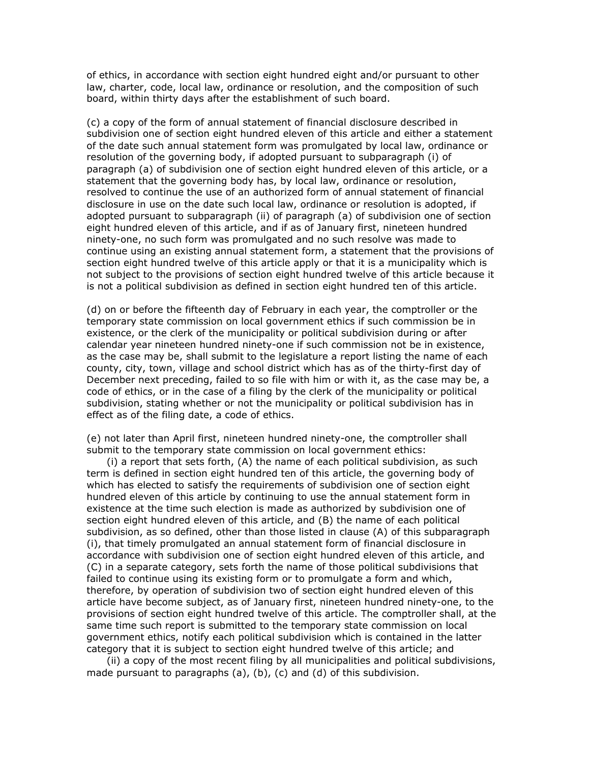of ethics, in accordance with section eight hundred eight and/or pursuant to other law, charter, code, local law, ordinance or resolution, and the composition of such board, within thirty days after the establishment of such board.

(c) a copy of the form of annual statement of financial disclosure described in subdivision one of section eight hundred eleven of this article and either a statement of the date such annual statement form was promulgated by local law, ordinance or resolution of the governing body, if adopted pursuant to subparagraph (i) of paragraph (a) of subdivision one of section eight hundred eleven of this article, or a statement that the governing body has, by local law, ordinance or resolution, resolved to continue the use of an authorized form of annual statement of financial disclosure in use on the date such local law, ordinance or resolution is adopted, if adopted pursuant to subparagraph (ii) of paragraph (a) of subdivision one of section eight hundred eleven of this article, and if as of January first, nineteen hundred ninety-one, no such form was promulgated and no such resolve was made to continue using an existing annual statement form, a statement that the provisions of section eight hundred twelve of this article apply or that it is a municipality which is not subject to the provisions of section eight hundred twelve of this article because it is not a political subdivision as defined in section eight hundred ten of this article.

(d) on or before the fifteenth day of February in each year, the comptroller or the temporary state commission on local government ethics if such commission be in existence, or the clerk of the municipality or political subdivision during or after calendar year nineteen hundred ninety-one if such commission not be in existence, as the case may be, shall submit to the legislature a report listing the name of each county, city, town, village and school district which has as of the thirty-first day of December next preceding, failed to so file with him or with it, as the case may be, a code of ethics, or in the case of a filing by the clerk of the municipality or political subdivision, stating whether or not the municipality or political subdivision has in effect as of the filing date, a code of ethics.

(e) not later than April first, nineteen hundred ninety-one, the comptroller shall submit to the temporary state commission on local government ethics:

(i) a report that sets forth, (A) the name of each political subdivision, as such term is defined in section eight hundred ten of this article, the governing body of which has elected to satisfy the requirements of subdivision one of section eight hundred eleven of this article by continuing to use the annual statement form in existence at the time such election is made as authorized by subdivision one of section eight hundred eleven of this article, and (B) the name of each political subdivision, as so defined, other than those listed in clause (A) of this subparagraph (i), that timely promulgated an annual statement form of financial disclosure in accordance with subdivision one of section eight hundred eleven of this article, and (C) in a separate category, sets forth the name of those political subdivisions that failed to continue using its existing form or to promulgate a form and which, therefore, by operation of subdivision two of section eight hundred eleven of this article have become subject, as of January first, nineteen hundred ninety-one, to the provisions of section eight hundred twelve of this article. The comptroller shall, at the same time such report is submitted to the temporary state commission on local government ethics, notify each political subdivision which is contained in the latter category that it is subject to section eight hundred twelve of this article; and

(ii) a copy of the most recent filing by all municipalities and political subdivisions, made pursuant to paragraphs (a), (b), (c) and (d) of this subdivision.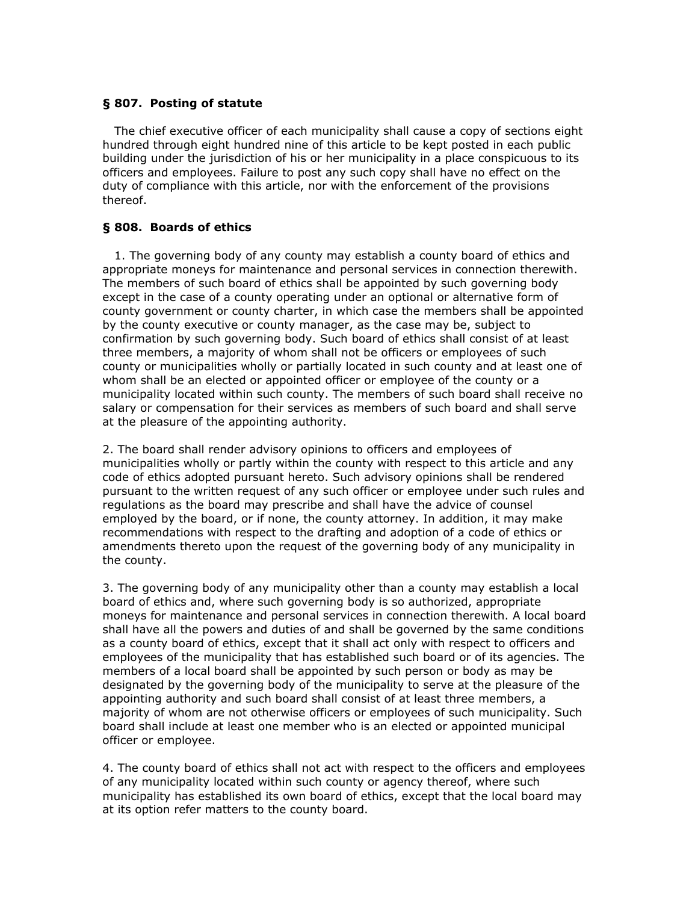**§ 807. Posting of statute**

The chief executive officer of each municipality shall cause a copy of sections eight hundred through eight hundred nine of this article to be kept posted in each public building under the jurisdiction of his or her municipality in a place conspicuous to its officers and employees. Failure to post any such copy shall have no effect on the duty of compliance with this article, nor with the enforcement of the provisions thereof.

**§ 808. Boards of ethics**

1. The governing body of any county may establish a county board of ethics and appropriate moneys for maintenance and personal services in connection therewith. The members of such board of ethics shall be appointed by such governing body except in the case of a county operating under an optional or alternative form of county government or county charter, in which case the members shall be appointed by the county executive or county manager, as the case may be, subject to confirmation by such governing body. Such board of ethics shall consist of at least three members, a majority of whom shall not be officers or employees of such county or municipalities wholly or partially located in such county and at least one of whom shall be an elected or appointed officer or employee of the county or a municipality located within such county. The members of such board shall receive no salary or compensation for their services as members of such board and shall serve at the pleasure of the appointing authority.

2. The board shall render advisory opinions to officers and employees of municipalities wholly or partly within the county with respect to this article and any code of ethics adopted pursuant hereto. Such advisory opinions shall be rendered pursuant to the written request of any such officer or employee under such rules and regulations as the board may prescribe and shall have the advice of counsel employed by the board, or if none, the county attorney. In addition, it may make recommendations with respect to the drafting and adoption of a code of ethics or amendments thereto upon the request of the governing body of any municipality in the county.

3. The governing body of any municipality other than a county may establish a local board of ethics and, where such governing body is so authorized, appropriate moneys for maintenance and personal services in connection therewith. A local board shall have all the powers and duties of and shall be governed by the same conditions as a county board of ethics, except that it shall act only with respect to officers and employees of the municipality that has established such board or of its agencies. The members of a local board shall be appointed by such person or body as may be designated by the governing body of the municipality to serve at the pleasure of the appointing authority and such board shall consist of at least three members, a majority of whom are not otherwise officers or employees of such municipality. Such board shall include at least one member who is an elected or appointed municipal officer or employee.

4. The county board of ethics shall not act with respect to the officers and employees of any municipality located within such county or agency thereof, where such municipality has established its own board of ethics, except that the local board may at its option refer matters to the county board.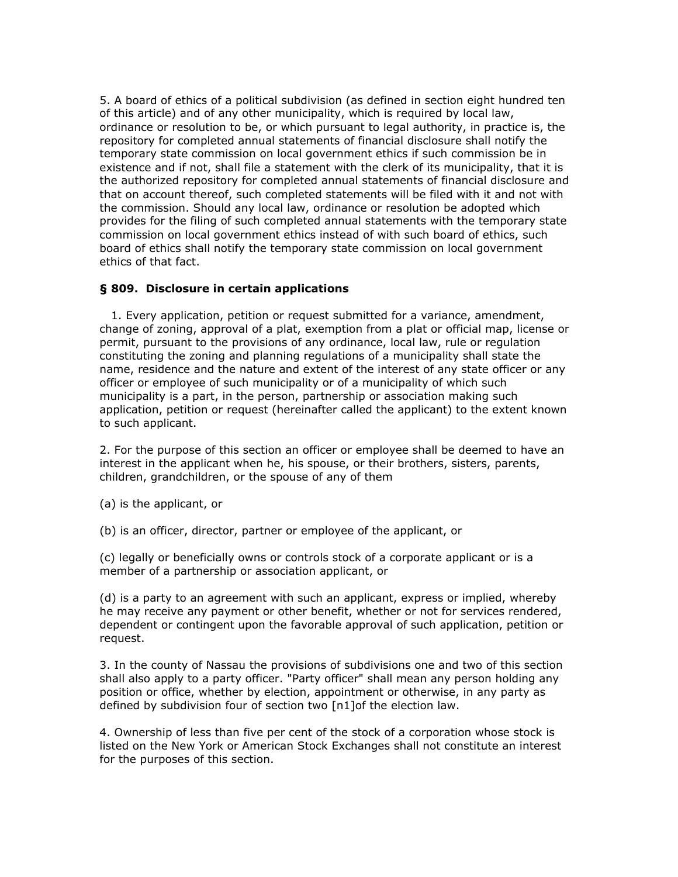5. A board of ethics of a political subdivision (as defined in section eight hundred ten of this article) and of any other municipality, which is required by local law, ordinance or resolution to be, or which pursuant to legal authority, in practice is, the repository for completed annual statements of financial disclosure shall notify the temporary state commission on local government ethics if such commission be in existence and if not, shall file a statement with the clerk of its municipality, that it is the authorized repository for completed annual statements of financial disclosure and that on account thereof, such completed statements will be filed with it and not with the commission. Should any local law, ordinance or resolution be adopted which provides for the filing of such completed annual statements with the temporary state commission on local government ethics instead of with such board of ethics, such board of ethics shall notify the temporary state commission on local government ethics of that fact.

**§ 809. Disclosure in certain applications**

1. Every application, petition or request submitted for a variance, amendment, change of zoning, approval of a plat, exemption from a plat or official map, license or permit, pursuant to the provisions of any ordinance, local law, rule or regulation constituting the zoning and planning regulations of a municipality shall state the name, residence and the nature and extent of the interest of any state officer or any officer or employee of such municipality or of a municipality of which such municipality is a part, in the person, partnership or association making such application, petition or request (hereinafter called the applicant) to the extent known to such applicant.

2. For the purpose of this section an officer or employee shall be deemed to have an interest in the applicant when he, his spouse, or their brothers, sisters, parents, children, grandchildren, or the spouse of any of them

(a) is the applicant, or

(b) is an officer, director, partner or employee of the applicant, or

(c) legally or beneficially owns or controls stock of a corporate applicant or is a member of a partnership or association applicant, or

(d) is a party to an agreement with such an applicant, express or implied, whereby he may receive any payment or other benefit, whether or not for services rendered, dependent or contingent upon the favorable approval of such application, petition or request.

3. In the county of Nassau the provisions of subdivisions one and two of this section shall also apply to a party officer. "Party officer" shall mean any person holding any position or office, whether by election, appointment or otherwise, in any party as defined by subdivision four of section two [n1]of the election law.

4. Ownership of less than five per cent of the stock of a corporation whose stock is listed on the New York or American Stock Exchanges shall not constitute an interest for the purposes of this section.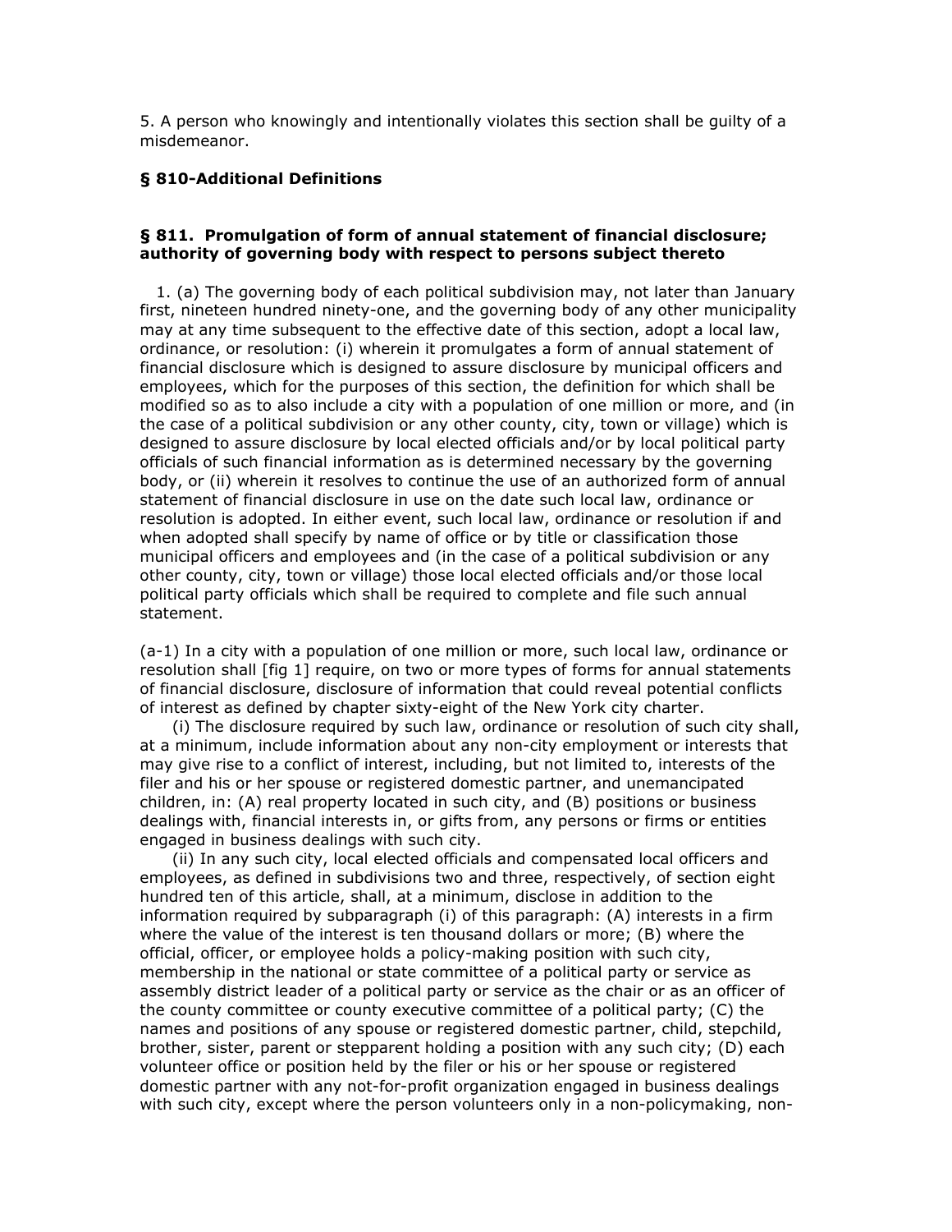5. A person who knowingly and intentionally violates this section shall be guilty of a misdemeanor.

**§ 810-Additional Definitions**

**§ 811. Promulgation of form of annual statement of financial disclosure; authority of governing body with respect to persons subject thereto**

1. (a) The governing body of each political subdivision may, not later than January first, nineteen hundred ninety-one, and the governing body of any other municipality may at any time subsequent to the effective date of this section, adopt a local law, ordinance, or resolution: (i) wherein it promulgates a form of annual statement of financial disclosure which is designed to assure disclosure by municipal officers and employees, which for the purposes of this section, the definition for which shall be modified so as to also include a city with a population of one million or more, and (in the case of a political subdivision or any other county, city, town or village) which is designed to assure disclosure by local elected officials and/or by local political party officials of such financial information as is determined necessary by the governing body, or (ii) wherein it resolves to continue the use of an authorized form of annual statement of financial disclosure in use on the date such local law, ordinance or resolution is adopted. In either event, such local law, ordinance or resolution if and when adopted shall specify by name of office or by title or classification those municipal officers and employees and (in the case of a political subdivision or any other county, city, town or village) those local elected officials and/or those local political party officials which shall be required to complete and file such annual statement.

(a-1) In a city with a population of one million or more, such local law, ordinance or resolution shall [fig 1] require, on two or more types of forms for annual statements of financial disclosure, disclosure of information that could reveal potential conflicts of interest as defined by chapter sixty-eight of the New York city charter.

(i) The disclosure required by such law, ordinance or resolution of such city shall, at a minimum, include information about any non-city employment or interests that may give rise to a conflict of interest, including, but not limited to, interests of the filer and his or her spouse or registered domestic partner, and unemancipated children, in: (A) real property located in such city, and (B) positions or business dealings with, financial interests in, or gifts from, any persons or firms or entities engaged in business dealings with such city.

(ii) In any such city, local elected officials and compensated local officers and employees, as defined in subdivisions two and three, respectively, of section eight hundred ten of this article, shall, at a minimum, disclose in addition to the information required by subparagraph (i) of this paragraph: (A) interests in a firm where the value of the interest is ten thousand dollars or more; (B) where the official, officer, or employee holds a policy-making position with such city, membership in the national or state committee of a political party or service as assembly district leader of a political party or service as the chair or as an officer of the county committee or county executive committee of a political party; (C) the names and positions of any spouse or registered domestic partner, child, stepchild, brother, sister, parent or stepparent holding a position with any such city; (D) each volunteer office or position held by the filer or his or her spouse or registered domestic partner with any not-for-profit organization engaged in business dealings with such city, except where the person volunteers only in a non-policymaking, non-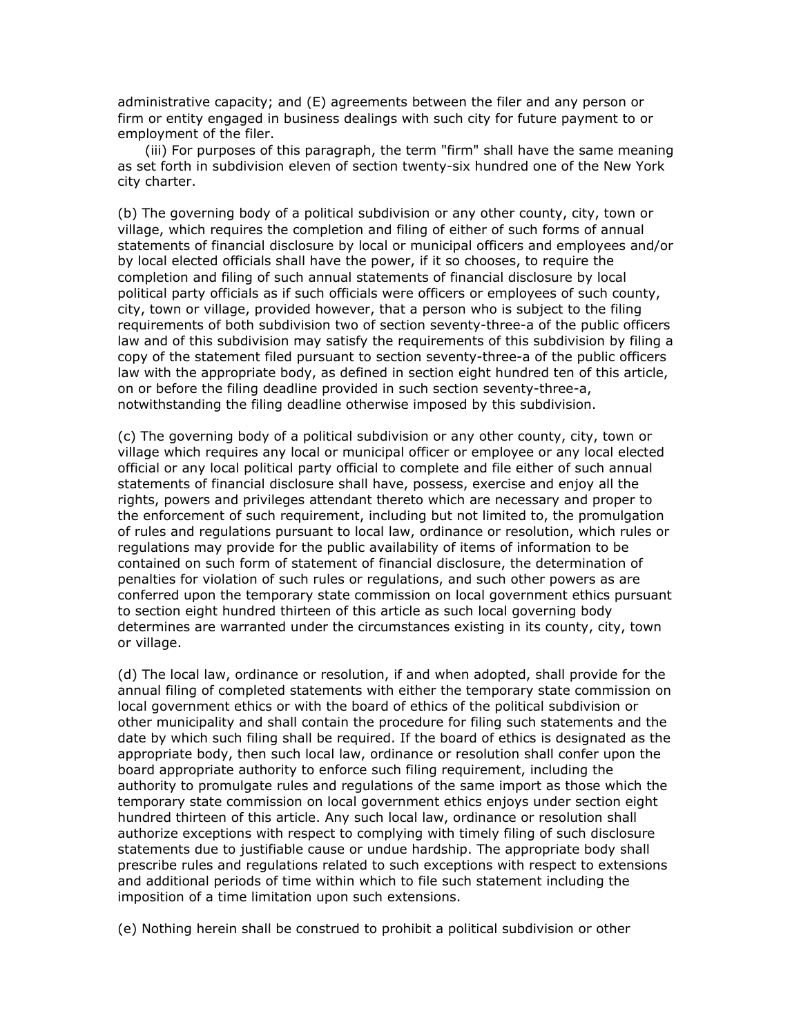administrative capacity; and (E) agreements between the filer and any person or firm or entity engaged in business dealings with such city for future payment to or employment of the filer.

(iii) For purposes of this paragraph, the term "firm" shall have the same meaning as set forth in subdivision eleven of section twenty-six hundred one of the New York city charter.

(b) The governing body of a political subdivision or any other county, city, town or village, which requires the completion and filing of either of such forms of annual statements of financial disclosure by local or municipal officers and employees and/or by local elected officials shall have the power, if it so chooses, to require the completion and filing of such annual statements of financial disclosure by local political party officials as if such officials were officers or employees of such county, city, town or village, provided however, that a person who is subject to the filing requirements of both subdivision two of section seventy-three-a of the public officers law and of this subdivision may satisfy the requirements of this subdivision by filing a copy of the statement filed pursuant to section seventy-three-a of the public officers law with the appropriate body, as defined in section eight hundred ten of this article, on or before the filing deadline provided in such section seventy-three-a, notwithstanding the filing deadline otherwise imposed by this subdivision.

(c) The governing body of a political subdivision or any other county, city, town or village which requires any local or municipal officer or employee or any local elected official or any local political party official to complete and file either of such annual statements of financial disclosure shall have, possess, exercise and enjoy all the rights, powers and privileges attendant thereto which are necessary and proper to the enforcement of such requirement, including but not limited to, the promulgation of rules and regulations pursuant to local law, ordinance or resolution, which rules or regulations may provide for the public availability of items of information to be contained on such form of statement of financial disclosure, the determination of penalties for violation of such rules or regulations, and such other powers as are conferred upon the temporary state commission on local government ethics pursuant to section eight hundred thirteen of this article as such local governing body determines are warranted under the circumstances existing in its county, city, town or village.

(d) The local law, ordinance or resolution, if and when adopted, shall provide for the annual filing of completed statements with either the temporary state commission on local government ethics or with the board of ethics of the political subdivision or other municipality and shall contain the procedure for filing such statements and the date by which such filing shall be required. If the board of ethics is designated as the appropriate body, then such local law, ordinance or resolution shall confer upon the board appropriate authority to enforce such filing requirement, including the authority to promulgate rules and regulations of the same import as those which the temporary state commission on local government ethics enjoys under section eight hundred thirteen of this article. Any such local law, ordinance or resolution shall authorize exceptions with respect to complying with timely filing of such disclosure statements due to justifiable cause or undue hardship. The appropriate body shall prescribe rules and regulations related to such exceptions with respect to extensions and additional periods of time within which to file such statement including the imposition of a time limitation upon such extensions.

(e) Nothing herein shall be construed to prohibit a political subdivision or other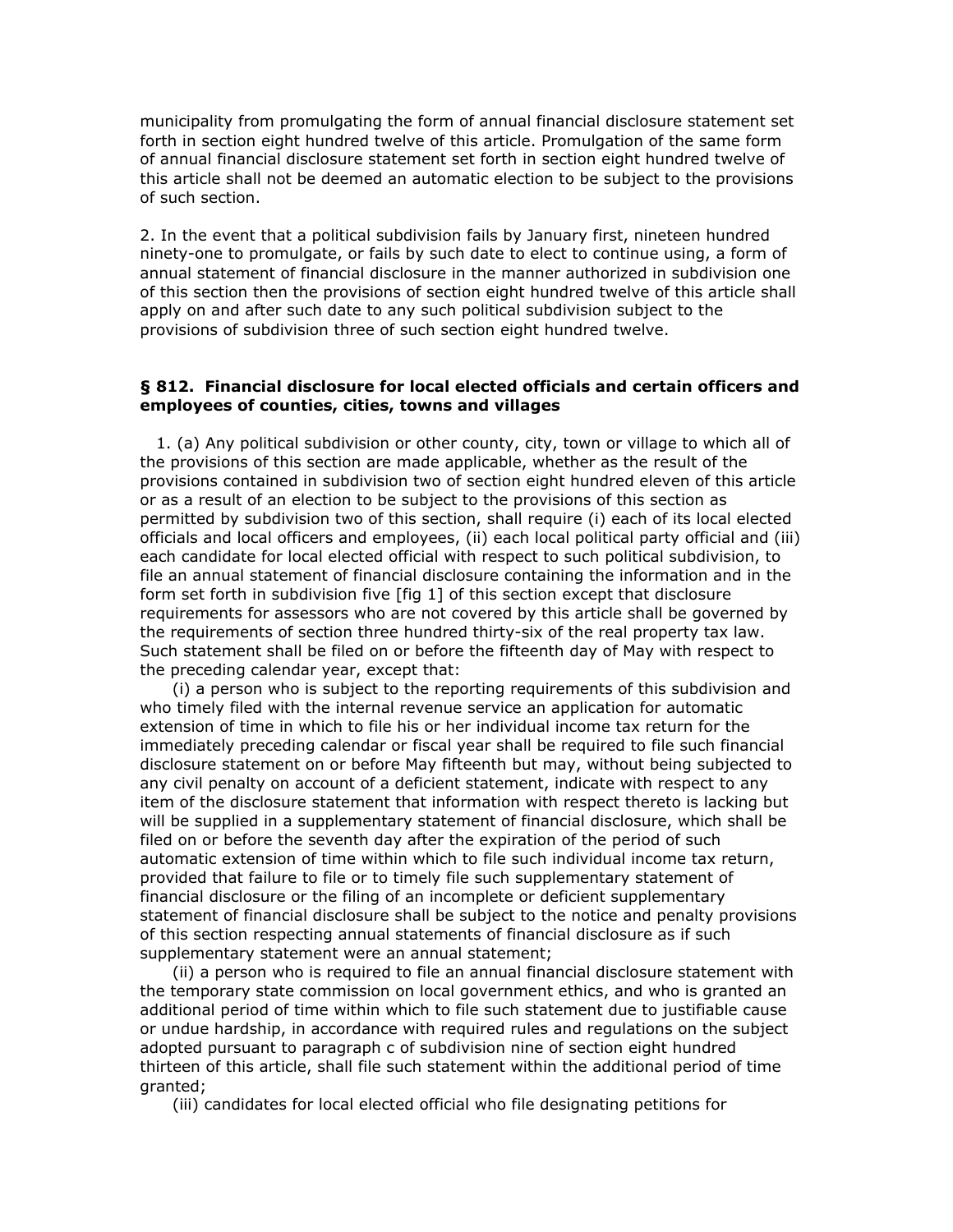municipality from promulgating the form of annual financial disclosure statement set forth in section eight hundred twelve of this article. Promulgation of the same form of annual financial disclosure statement set forth in section eight hundred twelve of this article shall not be deemed an automatic election to be subject to the provisions of such section.

2. In the event that a political subdivision fails by January first, nineteen hundred ninety-one to promulgate, or fails by such date to elect to continue using, a form of annual statement of financial disclosure in the manner authorized in subdivision one of this section then the provisions of section eight hundred twelve of this article shall apply on and after such date to any such political subdivision subject to the provisions of subdivision three of such section eight hundred twelve.

### § 812. Financial disclosure for local elected officials and certain officers and employees of counties, cities, towns and villages

1. (a) Any political subdivision or other county, city, town or village to which all of the provisions of this section are made applicable, whether as the result of the provisions contained in subdivision two of section eight hundred eleven of this article or as a result of an election to be subject to the provisions of this section as permitted by subdivision two of this section, shall require (i) each of its local elected officials and local officers and employees, (ii) each local political party official and (iii) each candidate for local elected official with respect to such political subdivision, to file an annual statement of financial disclosure containing the information and in the form set forth in subdivision five [fig 1] of this section except that disclosure requirements for assessors who are not covered by this article shall be governed by the requirements of section three hundred thirty-six of the real property tax law. Such statement shall be filed on or before the fifteenth day of May with respect to the preceding calendar year, except that:

(i) a person who is subject to the reporting requirements of this subdivision and who timely filed with the internal revenue service an application for automatic extension of time in which to file his or her individual income tax return for the immediately preceding calendar or fiscal year shall be required to file such financial disclosure statement on or before May fifteenth but may, without being subjected to any civil penalty on account of a deficient statement, indicate with respect to any item of the disclosure statement that information with respect thereto is lacking but will be supplied in a supplementary statement of financial disclosure, which shall be filed on or before the seventh day after the expiration of the period of such automatic extension of time within which to file such individual income tax return, provided that failure to file or to timely file such supplementary statement of financial disclosure or the filing of an incomplete or deficient supplementary statement of financial disclosure shall be subject to the notice and penalty provisions of this section respecting annual statements of financial disclosure as if such supplementary statement were an annual statement;

(ii) a person who is required to file an annual financial disclosure statement with the temporary state commission on local government ethics, and who is granted an additional period of time within which to file such statement due to justifiable cause or undue hardship, in accordance with required rules and regulations on the subject adopted pursuant to paragraph c of subdivision nine of section eight hundred thirteen of this article, shall file such statement within the additional period of time granted;

(iii) candidates for local elected official who file designating petitions for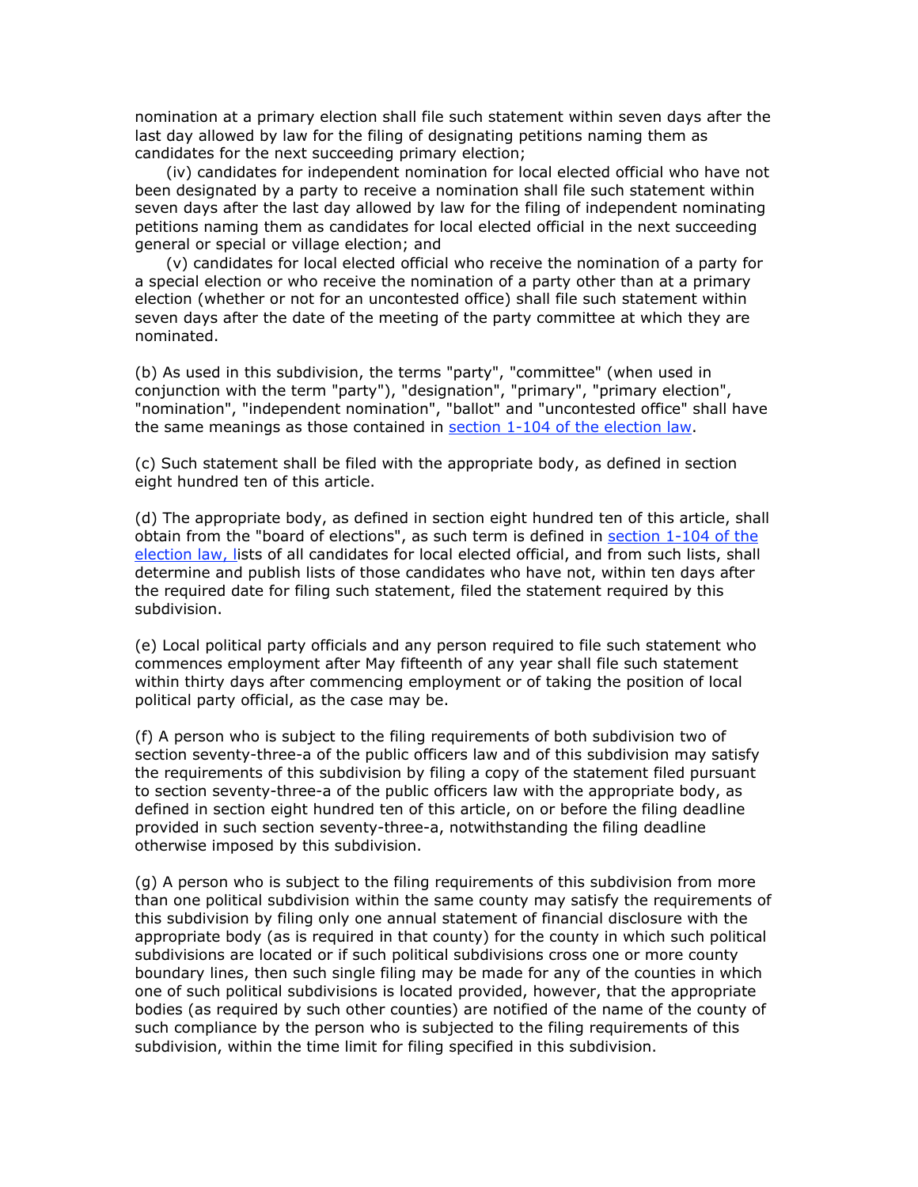nomination at a primary election shall file such statement within seven days after the last day allowed by law for the filing of designating petitions naming them as candidates for the next succeeding primary election;

(iv) candidates for independent nomination for local elected official who have not been designated by a party to receive a nomination shall file such statement within seven days after the last day allowed by law for the filing of independent nominating petitions naming them as candidates for local elected official in the next succeeding general or special or village election; and

(v) candidates for local elected official who receive the nomination of a party for a special election or who receive the nomination of a party other than at a primary election (whether or not for an uncontested office) shall file such statement within seven days after the date of the meeting of the party committee at which they are nominated.

(b) As used in this subdivision, the terms "party", "committee" (when used in conjunction with the term "party"), "designation", "primary", "primary election", "nomination", "independent nomination", "ballot" and "uncontested office" shall have the same meanings as those contained in section 1-104 of the election law.

(c) Such statement shall be filed with the appropriate body, as defined in section eight hundred ten of this article.

(d) The appropriate body, as defined in section eight hundred ten of this article, shall obtain from the "board of elections", as such term is defined in section 1-104 of the election law, lists of all candidates for local elected official, and from such lists, shall determine and publish lists of those candidates who have not, within ten days after the required date for filing such statement, filed the statement required by this subdivision.

(e) Local political party officials and any person required to file such statement who commences employment after May fifteenth of any year shall file such statement within thirty days after commencing employment or of taking the position of local political party official, as the case may be.

(f) A person who is subject to the filing requirements of both subdivision two of section seventy-three-a of the public officers law and of this subdivision may satisfy the requirements of this subdivision by filing a copy of the statement filed pursuant to section seventy-three-a of the public officers law with the appropriate body, as defined in section eight hundred ten of this article, on or before the filing deadline provided in such section seventy-three-a, notwithstanding the filing deadline otherwise imposed by this subdivision.

(g) A person who is subject to the filing requirements of this subdivision from more than one political subdivision within the same county may satisfy the requirements of this subdivision by filing only one annual statement of financial disclosure with the appropriate body (as is required in that county) for the county in which such political subdivisions are located or if such political subdivisions cross one or more county boundary lines, then such single filing may be made for any of the counties in which one of such political subdivisions is located provided, however, that the appropriate bodies (as required by such other counties) are notified of the name of the county of such compliance by the person who is subjected to the filing requirements of this subdivision, within the time limit for filing specified in this subdivision.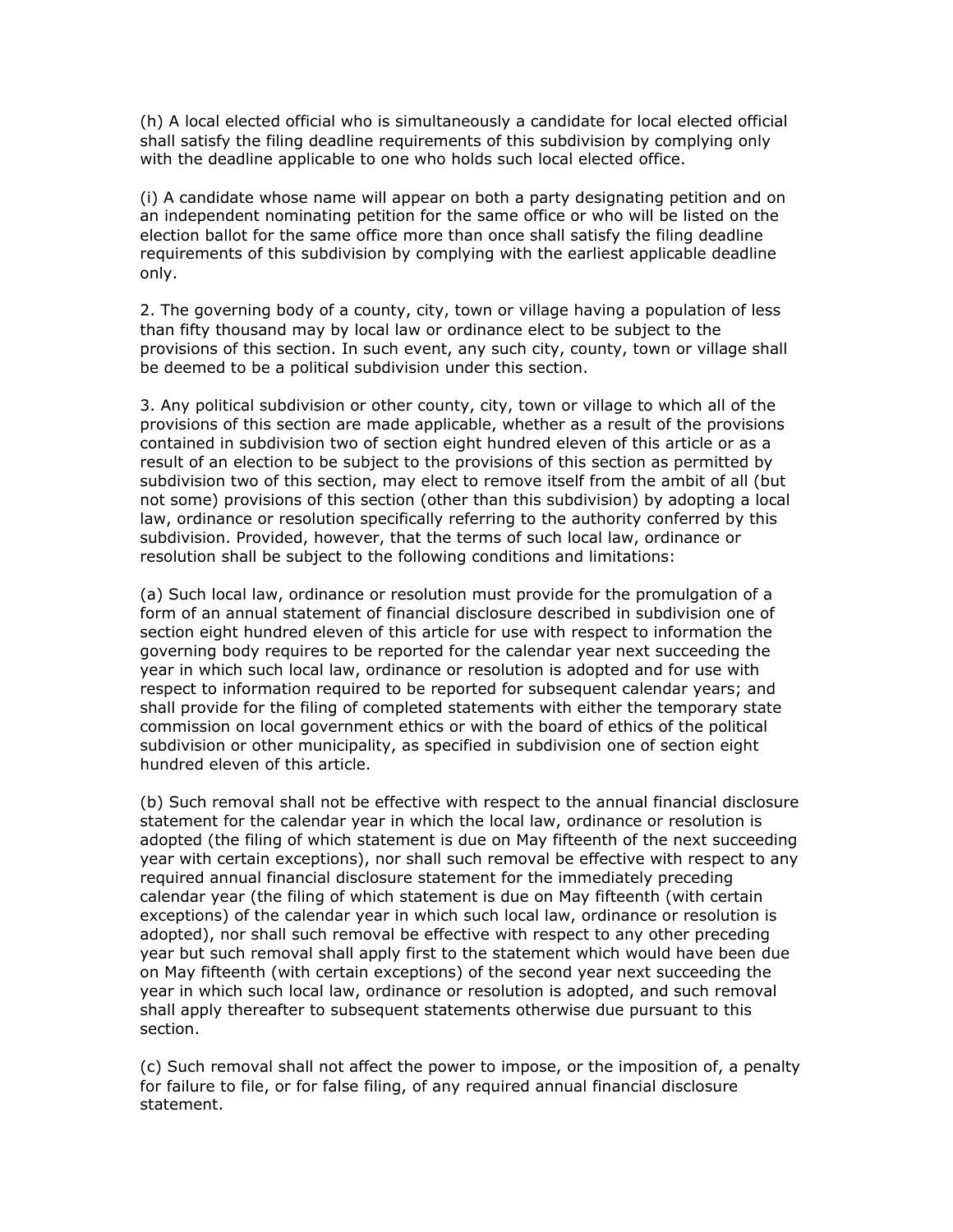(h) A local elected official who is simultaneously a candidate for local elected official shall satisfy the filing deadline requirements of this subdivision by complying only with the deadline applicable to one who holds such local elected office.

(i) A candidate whose name will appear on both a party designating petition and on an independent nominating petition for the same office or who will be listed on the election ballot for the same office more than once shall satisfy the filing deadline requirements of this subdivision by complying with the earliest applicable deadline only.

2. The governing body of a county, city, town or village having a population of less than fifty thousand may by local law or ordinance elect to be subject to the provisions of this section. In such event, any such city, county, town or village shall be deemed to be a political subdivision under this section.

3. Any political subdivision or other county, city, town or village to which all of the provisions of this section are made applicable, whether as a result of the provisions contained in subdivision two of section eight hundred eleven of this article or as a result of an election to be subject to the provisions of this section as permitted by subdivision two of this section, may elect to remove itself from the ambit of all (but not some) provisions of this section (other than this subdivision) by adopting a local law, ordinance or resolution specifically referring to the authority conferred by this subdivision. Provided, however, that the terms of such local law, ordinance or resolution shall be subject to the following conditions and limitations:

(a) Such local law, ordinance or resolution must provide for the promulgation of a form of an annual statement of financial disclosure described in subdivision one of section eight hundred eleven of this article for use with respect to information the governing body requires to be reported for the calendar year next succeeding the year in which such local law, ordinance or resolution is adopted and for use with respect to information required to be reported for subsequent calendar years; and shall provide for the filing of completed statements with either the temporary state commission on local government ethics or with the board of ethics of the political subdivision or other municipality, as specified in subdivision one of section eight hundred eleven of this article.

(b) Such removal shall not be effective with respect to the annual financial disclosure statement for the calendar year in which the local law, ordinance or resolution is adopted (the filing of which statement is due on May fifteenth of the next succeeding year with certain exceptions), nor shall such removal be effective with respect to any required annual financial disclosure statement for the immediately preceding calendar year (the filing of which statement is due on May fifteenth (with certain exceptions) of the calendar year in which such local law, ordinance or resolution is adopted), nor shall such removal be effective with respect to any other preceding year but such removal shall apply first to the statement which would have been due on May fifteenth (with certain exceptions) of the second year next succeeding the year in which such local law, ordinance or resolution is adopted, and such removal shall apply thereafter to subsequent statements otherwise due pursuant to this section.

(c) Such removal shall not affect the power to impose, or the imposition of, a penalty for failure to file, or for false filing, of any required annual financial disclosure statement.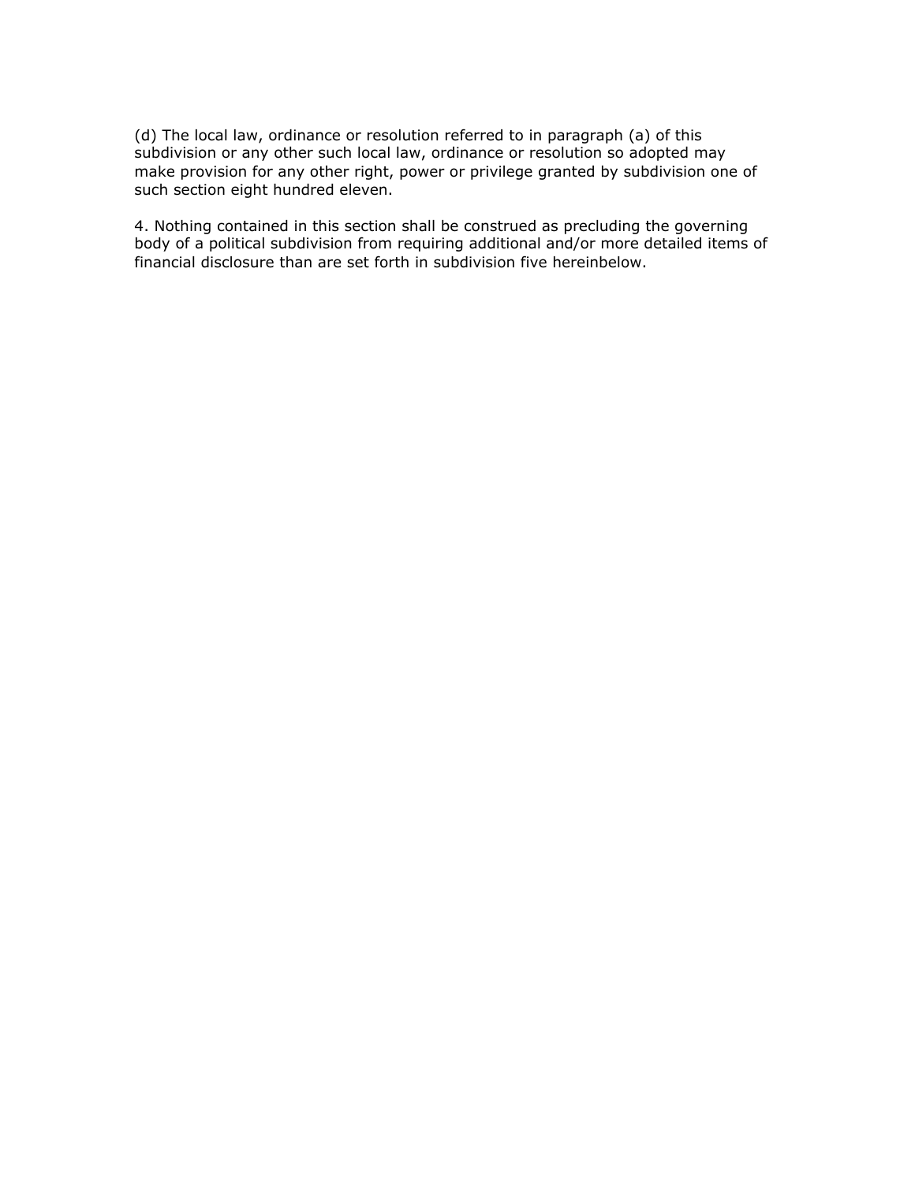(d) The local law, ordinance or resolution referred to in paragraph (a) of this subdivision or any other such local law, ordinance or resolution so adopted may make provision for any other right, power or privilege granted by subdivision one of such section eight hundred eleven.

4. Nothing contained in this section shall be construed as precluding the governing body of a political subdivision from requiring additional and/or more detailed items of financial disclosure than are set forth in subdivision five hereinbelow.